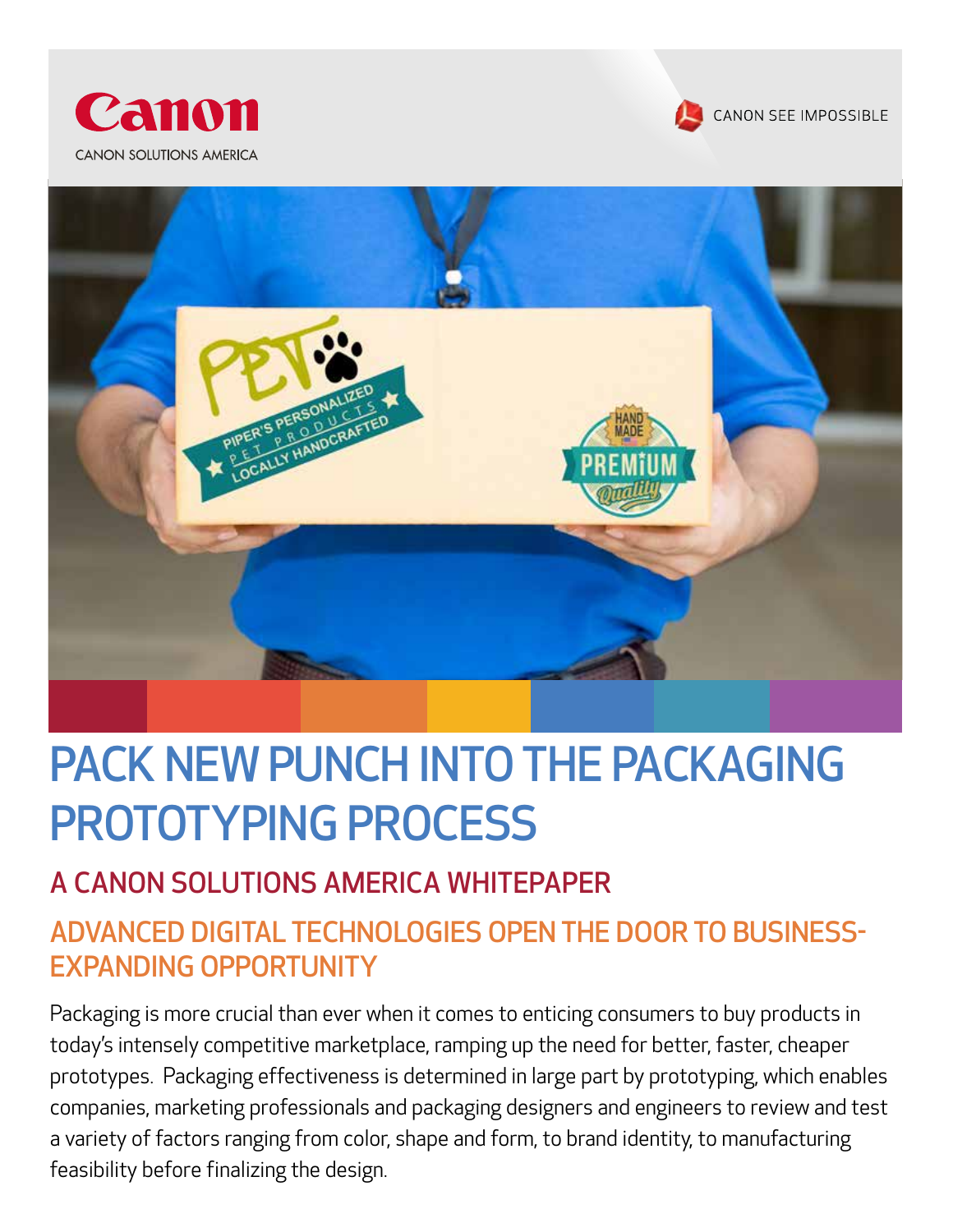Canon

CANON SOLUTIONS AMERICA

CANON SEE IMPOSSIBLE

# PACK NEW PUNCH INTO THE PACKAGING PROTOTYPING PROCESS

## A CANON SOLUTIONS AMERICA WHITEPAPER

## ADVANCED DIGITAL TECHNOLOGIES OPEN THE DOOR TO BUSINESS-EXPANDING OPPORTUNITY

Packaging is more crucial than ever when it comes to enticing consumers to buy products in today's intensely competitive marketplace, ramping up the need for better, faster, cheaper prototypes. Packaging effectiveness is determined in large part by prototyping, which enables companies, marketing professionals and packaging designers and engineers to review and test a variety of factors ranging from color, shape and form, to brand identity, to manufacturing feasibility before finalizing the design.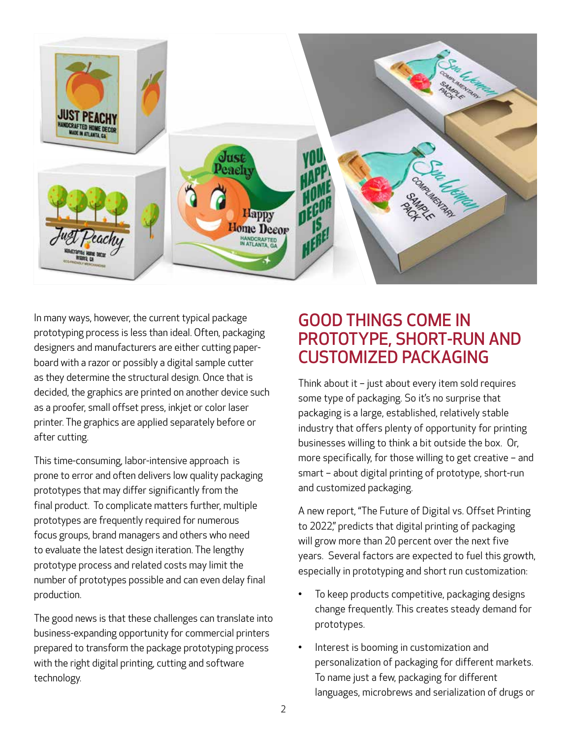In many ways, however, the current typical package prototyping process is less than ideal. Often, packaging designers and manufacturers are either cutting paper-board with a razor or possibly a digital sample cutter as they determine the structural design. Once that is decided, the graphics are printed on another device such as a proofer, small offset press, inkjet or color laser printer. The graphics are applied separately before or after cutting.

This time-consuming, labor-intensive approach is prone to error and often delivers low quality packaging prototypes that may differ significantly from the final product. To complicate matters further, multiple prototypes are frequently required for numerous focus groups, brand managers and others who need to evaluate the latest design iteration. The lengthy prototype process and related costs may limit the number of prototypes possible and can even delay final production.

The good news is that these challenges can translate into business-expanding opportunity for commercial printers prepared to transform the package prototyping process with the right digital printing, cutting and software technology.

## GOOD THINGS COME IN PROTOTYPE, SHORT-RUN AND CUSTOMIZED PACKAGING

Think about it – just about every item sold requires some type of packaging. So it's no surprise that packaging is a large, established, relatively stable industry that offers plenty of opportunity for printing businesses willing to think a bit outside the box. Or, more specifically, for those willing to get creative – and smart – about digital printing of prototype, short-run and customized packaging.

A new report, "The Future of Digital vs. Offset Printing to 2022," predicts that digital printing of packaging will grow more than 20 percent over the next five years. Several factors are expected to fuel this growth, especially in prototyping and short run customization:

- To keep products competitive, packaging designs change frequently. This creates steady demand for prototypes.
- Interest is booming in customization and personalization of packaging for different markets. To name just a few, packaging for different languages, microbrews and serialization of drugs or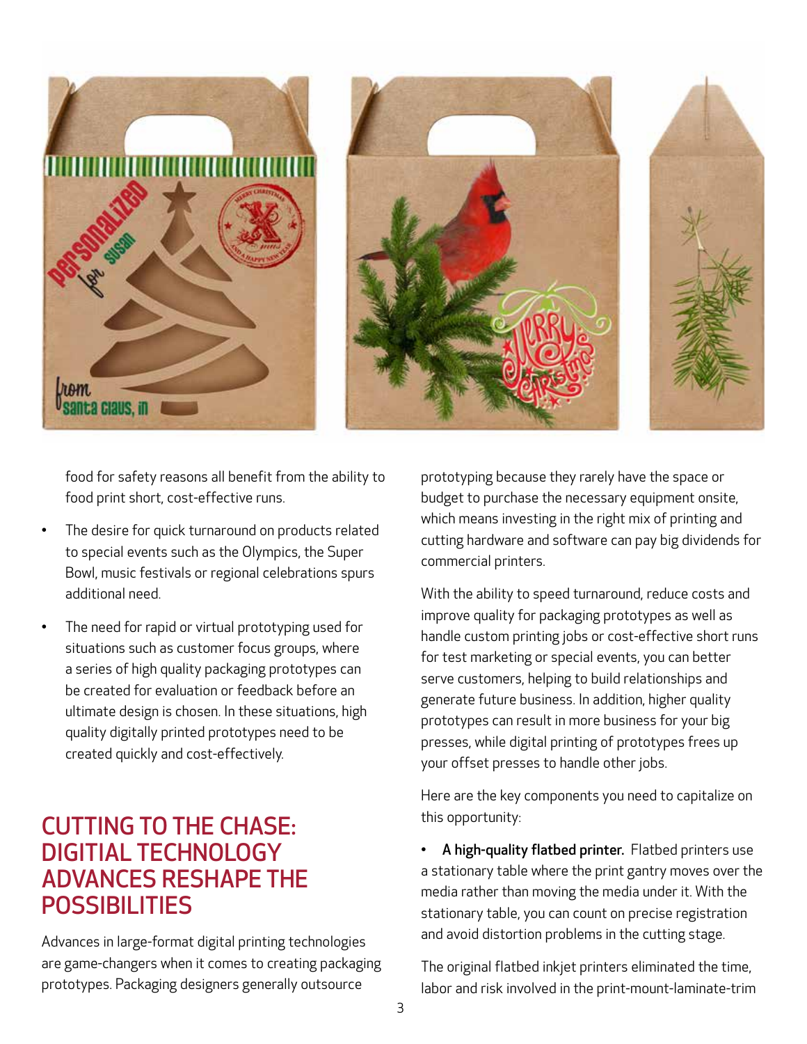food for safety reasons all benefit from the ability to food print short, cost-effective runs.

- The desire for quick turnaround on products related to special events such as the Olympics, the Super Bowl, music festivals or regional celebrations spurs additional need.
- The need for rapid or virtual prototyping used for situations such as customer focus groups, where a series of high quality packaging prototypes can be created for evaluation or feedback before an ultimate design is chosen. In these situations, high quality digitally printed prototypes need to be created quickly and cost-effectively.

## CUTTING TO THE CHASE: DIGITIAL TECHNOLOGY ADVANCES RESHAPE THE POSSIBILITIES

Advances in large-format digital printing technologies are game-changers when it comes to creating packaging prototypes. Packaging designers generally outsource prototyping because they rarely have the space or budget to purchase the necessary equipment onsite, which means investing in the right mix of printing and cutting hardware and software can pay big dividends for commercial printers.

With the ability to speed turnaround, reduce costs and improve quality for packaging prototypes as well as handle custom printing jobs or cost-effective short runs for test marketing or special events, you can better serve customers, helping to build relationships and generate future business. In addition, higher quality prototypes can result in more business for your big presses, while digital printing of prototypes frees up your offset presses to handle other jobs.

Here are the key components you need to capitalize on this opportunity:

- **A high-quality flatbed printer.** Flatbed printers use a stationary table where the print gantry moves over the media rather than moving the media under it. With the stationary table, you can count on precise registration and avoid distortion problems in the cutting stage.

The original flatbed inkjet printers eliminated the time, labor and risk involved in the print-mount-laminate-trim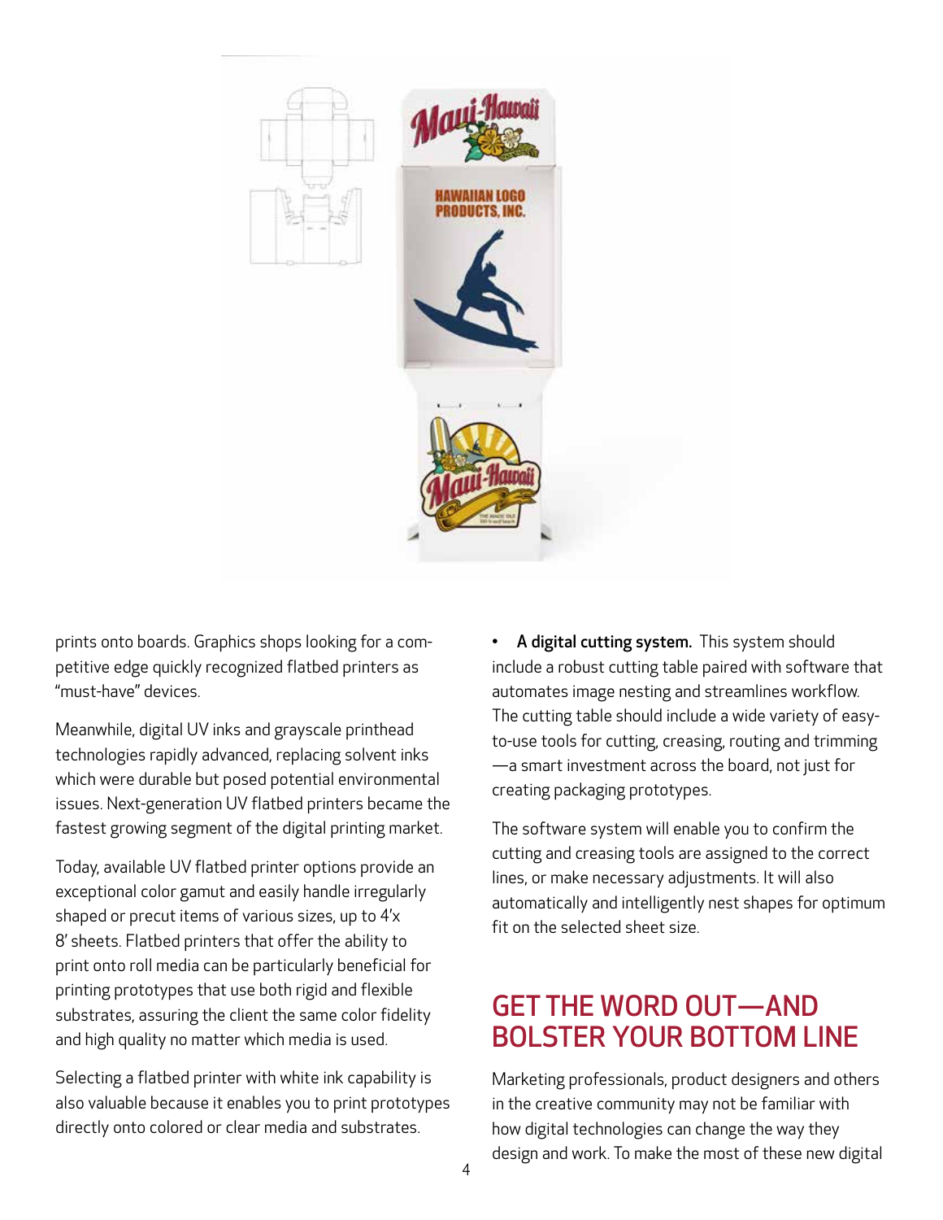prints onto boards. Graphics shops looking for a competitive edge quickly recognized flatbed printers as "must-have" devices.

Meanwhile, digital UV inks and grayscale printhead technologies rapidly advanced, replacing solvent inks which were durable but posed potential environmental issues. Next-generation UV flatbed printers became the fastest growing segment of the digital printing market.

Today, available UV flatbed printer options provide an exceptional color gamut and easily handle irregularly shaped or precut items of various sizes, up to 4'x 8' sheets. Flatbed printers that offer the ability to print onto roll media can be particularly beneficial for printing prototypes that use both rigid and flexible substrates, assuring the client the same color fidelity and high quality no matter which media is used.

Selecting a flatbed printer with white ink capability is also valuable because it enables you to print prototypes directly onto colored or clear media and substrates.

- **A digital cutting system.** This system should include a robust cutting table paired with software that automates image nesting and streamlines workflow. The cutting table should include a wide variety of easy-to-use tools for cutting, creasing, routing and trimming—a smart investment across the board, not just for creating packaging prototypes.

The software system will enable you to confirm the cutting and creasing tools are assigned to the correct lines, or make necessary adjustments. It will also automatically and intelligently nest shapes for optimum fit on the selected sheet size.

## GET THE WORD OUT—AND BOLSTER YOUR BOTTOM LINE

Marketing professionals, product designers and others in the creative community may not be familiar with how digital technologies can change the way they design and work. To make the most of these new digital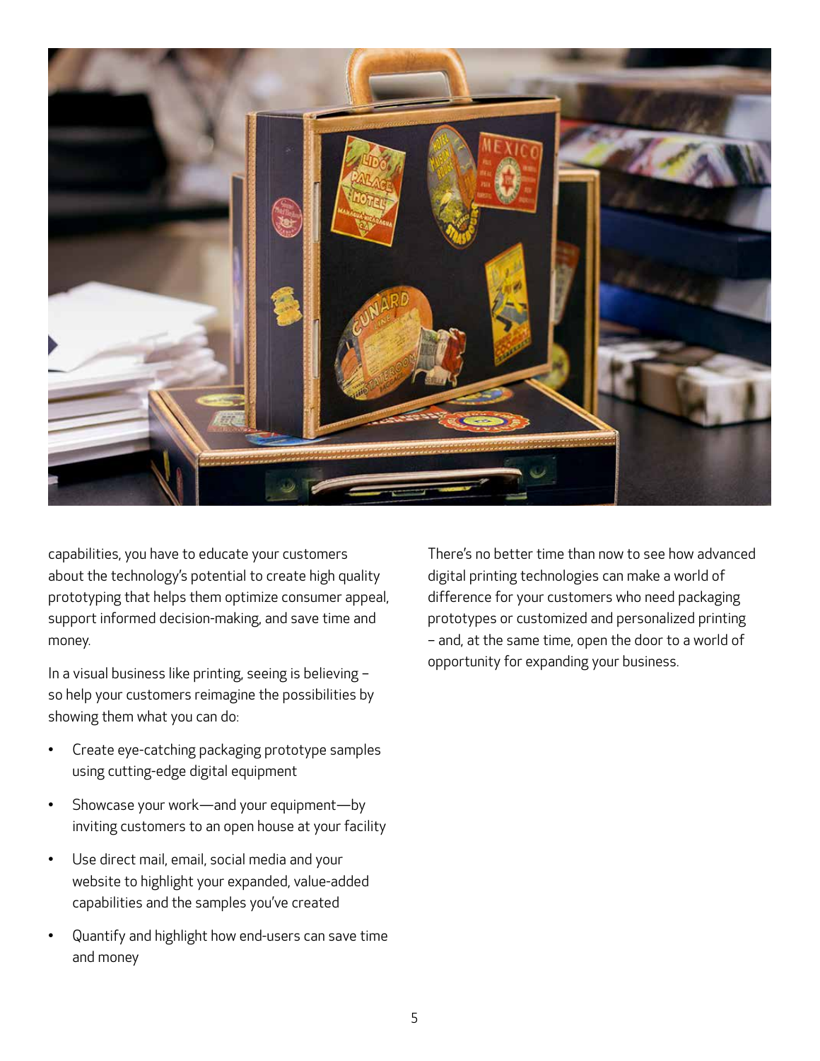capabilities, you have to educate your customers about the technology's potential to create high quality prototyping that helps them optimize consumer appeal, support informed decision-making, and save time and money.

In a visual business like printing, seeing is believing – so help your customers reimagine the possibilities by showing them what you can do:

- Create eye-catching packaging prototype samples using cutting-edge digital equipment
- Showcase your work—and your equipment—by inviting customers to an open house at your facility
- Use direct mail, email, social media and your website to highlight your expanded, value-added capabilities and the samples you've created
- Quantify and highlight how end-users can save time and money

There's no better time than now to see how advanced digital printing technologies can make a world of difference for your customers who need packaging prototypes or customized and personalized printing – and, at the same time, open the door to a world of opportunity for expanding your business.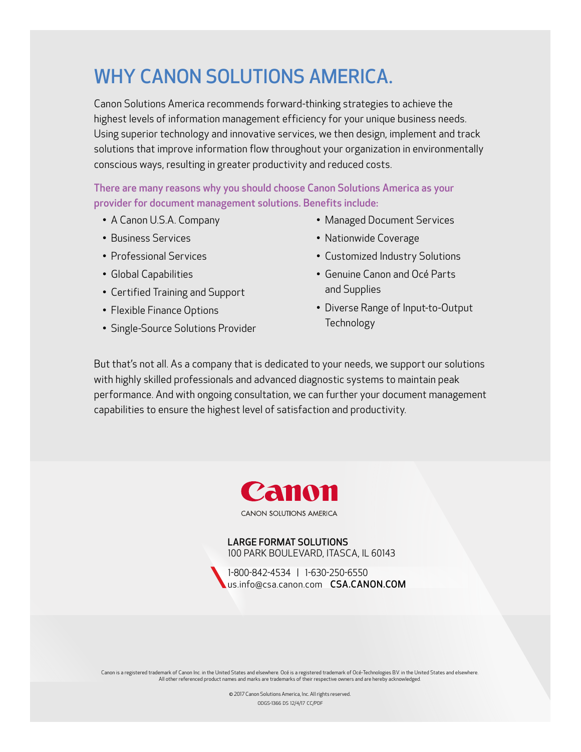# WHY CANON SOLUTIONS AMERICA.

Canon Solutions America recommends forward-thinking strategies to achieve the highest levels of information management efficiency for your unique business needs. Using superior technology and innovative services, we then design, implement and track solutions that improve information flow throughout your organization in environmentally conscious ways, resulting in greater productivity and reduced costs.

**There are many reasons why you should choose Canon Solutions America as your provider for document management solutions. Benefits include:**

- A Canon U.S.A. Company
- Business Services
- Professional Services
- Global Capabilities
- Certified Training and Support
- Flexible Finance Options
- Single-Source Solutions Provider
- Managed Document Services
- Nationwide Coverage
- Customized Industry Solutions
- Genuine Canon and Océ Parts and Supplies
- Diverse Range of Input-to-Output Technology

But that's not all. As a company that is dedicated to your needs, we support our solutions with highly skilled professionals and advanced diagnostic systems to maintain peak performance. And with ongoing consultation, we can further your document management capabilities to ensure the highest level of satisfaction and productivity.

Canon

CANON SOLUTIONS AMERICA

**LARGE FORMAT SOLUTIONS**
100 PARK BOULEVARD, ITASCA, IL 60143

1-800-842-4534 | 1-630-250-6550
us.info@csa.canon.com **CSA.CANON.COM**

Canon is a registered trademark of Canon Inc. in the United States and elsewhere. Océ is a registered trademark of Océ-Technologies B.V. in the United States and elsewhere. All other referenced product names and marks are trademarks of their respective owners and are hereby acknowledged.

© 2017 Canon Solutions America, Inc. All rights reserved.

ODGS-1366 DS 12/4/17 CC/PDF